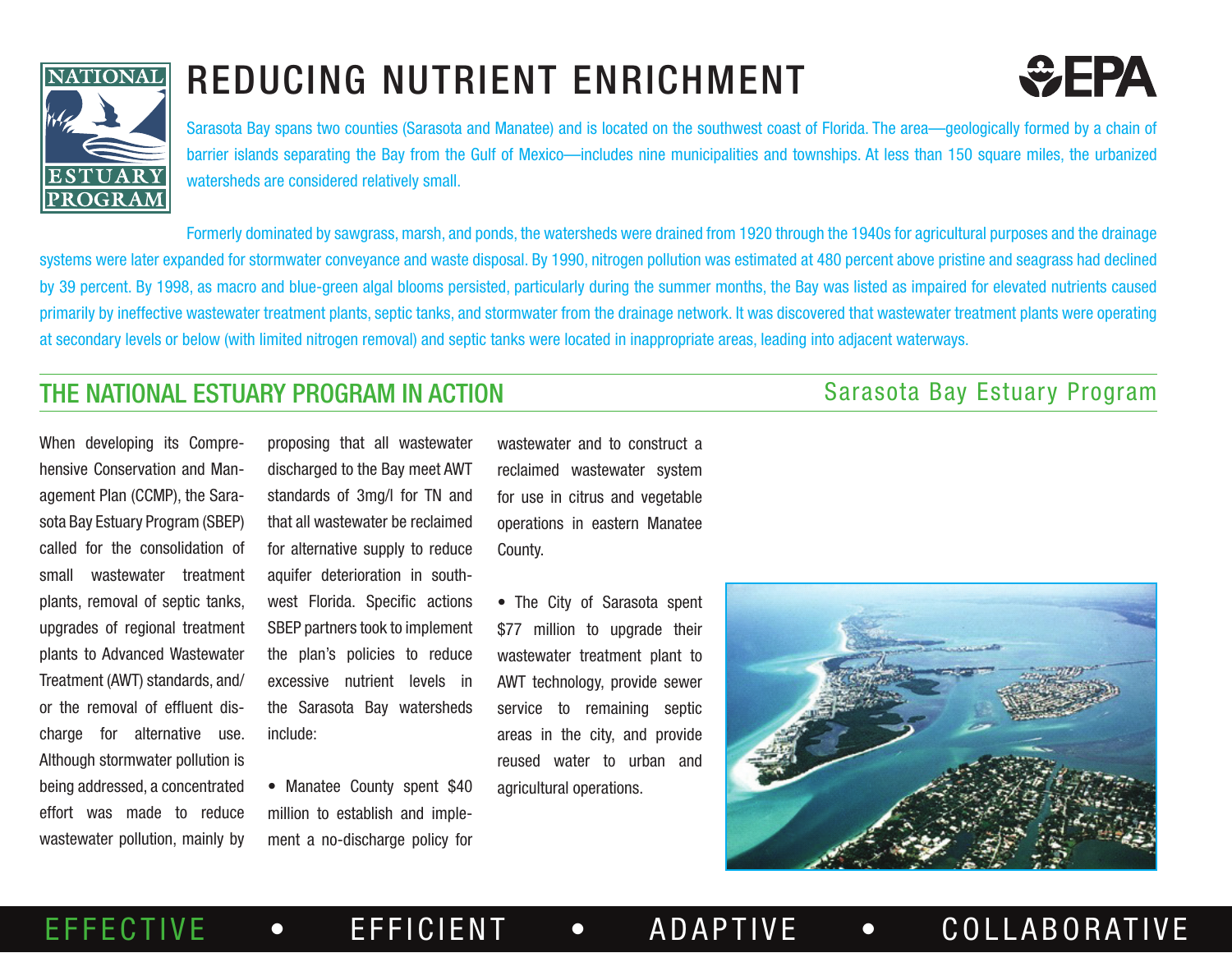# REDUCING NUTRIENT ENRICHMENT

Sarasota Bay spans two counties (Sarasota and Manatee) and is located on the southwest coast of Florida. The area—geologically formed by a chain of barrier islands separating the Bay from the Gulf of Mexico—includes nine municipalities and townships. At less than 150 square miles, the urbanized watersheds are considered relatively small.

Formerly dominated by sawgrass, marsh, and ponds, the watersheds were drained from 1920 through the 1940s for agricultural purposes and the drainage systems were later expanded for stormwater conveyance and waste disposal. By 1990, nitrogen pollution was estimated at 480 percent above pristine and seagrass had declined by 39 percent. By 1998, as macro and blue-green algal blooms persisted, particularly during the summer months, the Bay was listed as impaired for elevated nutrients caused primarily by ineffective wastewater treatment plants, septic tanks, and stormwater from the drainage network. It was discovered that wastewater treatment plants were operating at secondary levels or below (with limited nitrogen removal) and septic tanks were located in inappropriate areas, leading into adjacent waterways.

## THE NATIONAL ESTUARY PROGRAM IN ACTION

### Sarasota Bay Estuary Program

When developing its Comprehensive Conservation and Management Plan (CCMP), the Sarasota Bay Estuary Program (SBEP) called for the consolidation of small wastewater treatment plants, removal of septic tanks, upgrades of regional treatment plants to Advanced Wastewater Treatment (AWT) standards, and/or the removal of effluent discharge for alternative use. Although stormwater pollution is being addressed, a concentrated effort was made to reduce wastewater pollution, mainly by proposing that all wastewater discharged to the Bay meet AWT standards of 3mg/l for TN and that all wastewater be reclaimed for alternative supply to reduce aquifer deterioration in southwest Florida. Specific actions SBEP partners took to implement the plan's policies to reduce excessive nutrient levels in the Sarasota Bay watersheds include:

- Manatee County spent $40 million to establish and implement a no-discharge policy for wastewater and to construct a reclaimed wastewater system for use in citrus and vegetable operations in eastern Manatee County.

- The City of Sarasota spent $77 million to upgrade their wastewater treatment plant to AWT technology, provide sewer service to remaining septic areas in the city, and provide reused water to urban and agricultural operations.

EFFECTIVE • EFFICIENT • ADAPTIVE • COLLABORATIVE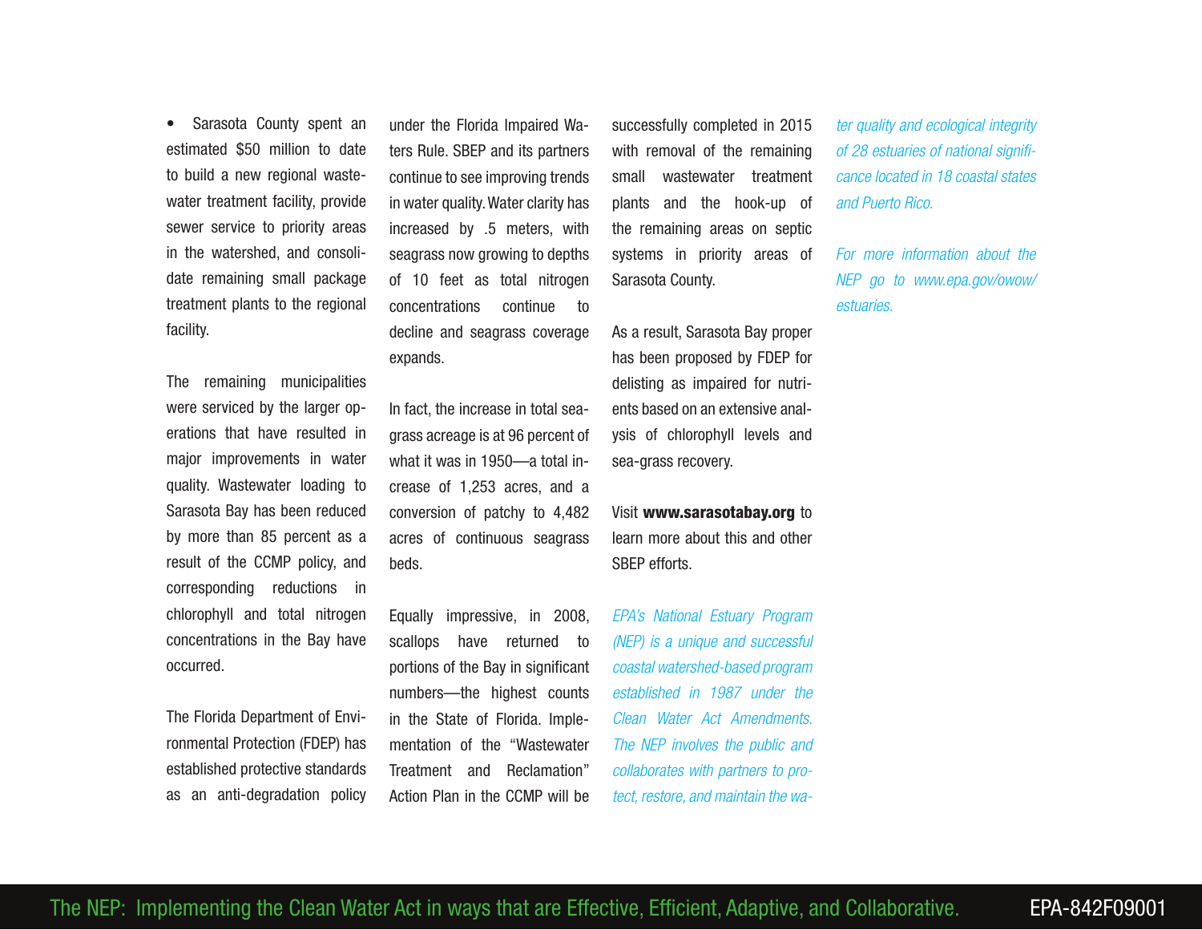- Sarasota County spent an estimated $50 million to date to build a new regional wastewater treatment facility, provide sewer service to priority areas in the watershed, and consolidate remaining small package treatment plants to the regional facility.

The remaining municipalities were serviced by the larger operations that have resulted in major improvements in water quality. Wastewater loading to Sarasota Bay has been reduced by more than 85 percent as a result of the CCMP policy, and corresponding reductions in chlorophyll and total nitrogen concentrations in the Bay have occurred.

The Florida Department of Environmental Protection (FDEP) has established protective standards as an anti-degradation policy under the Florida Impaired Waters Rule. SBEP and its partners continue to see improving trends in water quality. Water clarity has increased by .5 meters, with seagrass now growing to depths of 10 feet as total nitrogen concentrations continue to decline and seagrass coverage expands.

In fact, the increase in total seagrass acreage is at 96 percent of what it was in 1950—a total increase of 1,253 acres, and a conversion of patchy to 4,482 acres of continuous seagrass beds.

Equally impressive, in 2008, scallops have returned to portions of the Bay in significant numbers—the highest counts in the State of Florida. Implementation of the "Wastewater Treatment and Reclamation" Action Plan in the CCMP will be successfully completed in 2015 with removal of the remaining small wastewater treatment plants and the hook-up of the remaining areas on septic systems in priority areas of Sarasota County.

As a result, Sarasota Bay proper has been proposed by FDEP for delisting as impaired for nutrients based on an extensive analysis of chlorophyll levels and sea-grass recovery.

Visit **www.sarasotabay.org** to learn more about this and other SBEP efforts.

*EPA's National Estuary Program (NEP) is a unique and successful coastal watershed-based program established in 1987 under the Clean Water Act Amendments. The NEP involves the public and collaborates with partners to protect, restore, and maintain the water quality and ecological integrity of 28 estuaries of national significance located in 18 coastal states and Puerto Rico.*

*For more information about the NEP go to www.epa.gov/owow/estuaries.*

The NEP: Implementing the Clean Water Act in ways that are Effective, Efficient, Adaptive, and Collaborative.

EPA-842F09001